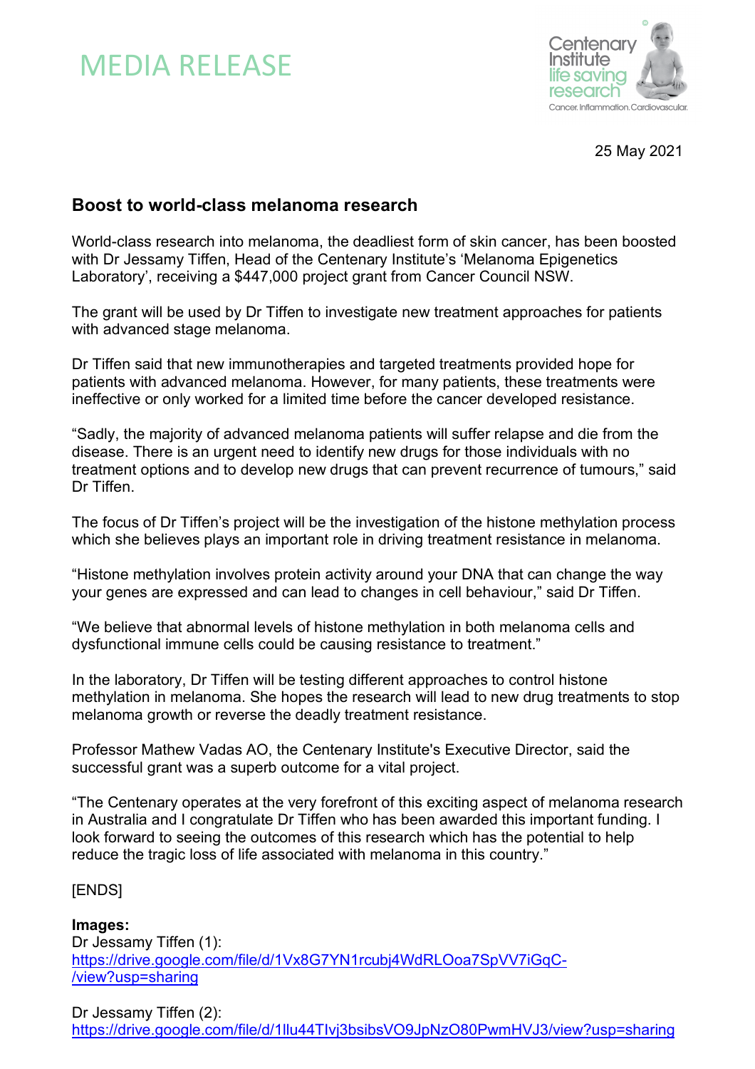# MEDIA RELEASE

Centenary Institute life saving research
Cancer. Inflammation. Cardiovascular.

25 May 2021

## Boost to world-class melanoma research

World-class research into melanoma, the deadliest form of skin cancer, has been boosted with Dr Jessamy Tiffen, Head of the Centenary Institute's 'Melanoma Epigenetics Laboratory', receiving a $447,000 project grant from Cancer Council NSW.

The grant will be used by Dr Tiffen to investigate new treatment approaches for patients with advanced stage melanoma.

Dr Tiffen said that new immunotherapies and targeted treatments provided hope for patients with advanced melanoma. However, for many patients, these treatments were ineffective or only worked for a limited time before the cancer developed resistance.

"Sadly, the majority of advanced melanoma patients will suffer relapse and die from the disease. There is an urgent need to identify new drugs for those individuals with no treatment options and to develop new drugs that can prevent recurrence of tumours," said Dr Tiffen.

The focus of Dr Tiffen's project will be the investigation of the histone methylation process which she believes plays an important role in driving treatment resistance in melanoma.

"Histone methylation involves protein activity around your DNA that can change the way your genes are expressed and can lead to changes in cell behaviour," said Dr Tiffen.

"We believe that abnormal levels of histone methylation in both melanoma cells and dysfunctional immune cells could be causing resistance to treatment."

In the laboratory, Dr Tiffen will be testing different approaches to control histone methylation in melanoma. She hopes the research will lead to new drug treatments to stop melanoma growth or reverse the deadly treatment resistance.

Professor Mathew Vadas AO, the Centenary Institute's Executive Director, said the successful grant was a superb outcome for a vital project.

"The Centenary operates at the very forefront of this exciting aspect of melanoma research in Australia and I congratulate Dr Tiffen who has been awarded this important funding. I look forward to seeing the outcomes of this research which has the potential to help reduce the tragic loss of life associated with melanoma in this country."

[ENDS]

**Images:**
Dr Jessamy Tiffen (1):
https://drive.google.com/file/d/1Vx8G7YN1rcubj4WdRLOoa7SpVV7iGqC-/view?usp=sharing

Dr Jessamy Tiffen (2):
https://drive.google.com/file/d/1llu44TIvj3bsibsVO9JpNzO80PwmHVJ3/view?usp=sharing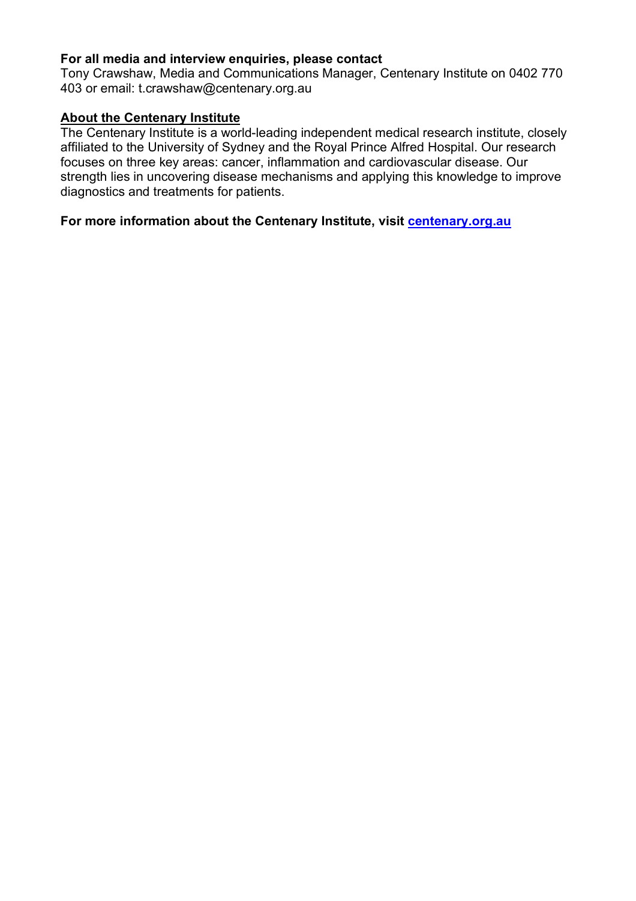**For all media and interview enquiries, please contact**
Tony Crawshaw, Media and Communications Manager, Centenary Institute on 0402 770 403 or email: t.crawshaw@centenary.org.au

## About the Centenary Institute

The Centenary Institute is a world-leading independent medical research institute, closely affiliated to the University of Sydney and the Royal Prince Alfred Hospital. Our research focuses on three key areas: cancer, inflammation and cardiovascular disease. Our strength lies in uncovering disease mechanisms and applying this knowledge to improve diagnostics and treatments for patients.

**For more information about the Centenary Institute, visit [centenary.org.au](centenary.org.au)**